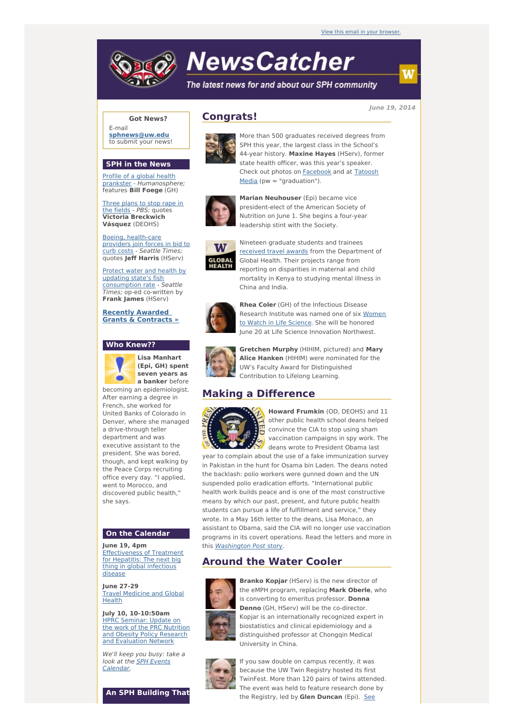View this email in your browser.

# NewsCatcher

*The latest news for and about our SPH community*

June 19, 2014

## Got News?

E-mail **sphnews@uw.edu** to submit your news!

## SPH in the News

Profile of a global health prankster - *Humanosphere;* features **Bill Foege** (GH)

Three plans to stop rape in the fields - *PBS;* quotes **Victoria Breckwich Vásquez** (DEOHS)

Boeing, health-care providers join forces in bid to curb costs - *Seattle Times;* quotes **Jeff Harris** (HServ)

Protect water and health by updating state's fish consumption rate - *Seattle Times;* op-ed co-written by **Frank James** (HServ)

**Recently Awarded Grants & Contracts »**

## Who Knew??

**Lisa Manhart (Epi, GH) spent seven years as a banker** before becoming an epidemiologist. After earning a degree in French, she worked for United Banks of Colorado in Denver, where she managed a drive-through teller department and was executive assistant to the president. She was bored, though, and kept walking by the Peace Corps recruiting office every day. "I applied, went to Morocco, and discovered public health," she says.

## On the Calendar

**June 19, 4pm**
Effectiveness of Treatment for Hepatitis: The next big thing in global infectious disease

**June 27-29**
Travel Medicine and Global Health

**July 10, 10-10:50am**
HPRC Seminar: Update on the work of the PRC Nutrition and Obesity Policy Research and Evaluation Network

*We'll keep you busy: take a look at the SPH Events Calendar.*

## An SPH Building That

## Congrats!

More than 500 graduates received degrees from SPH this year, the largest class in the School's 44-year history. **Maxine Hayes** (HServ), former state health officer, was this year's speaker. Check out photos on Facebook and at Tatoosh Media (pw = "graduation").

**Marian Neuhouser** (Epi) became vice president-elect of the American Society of Nutrition on June 1. She begins a four-year leadership stint with the Society.

Nineteen graduate students and trainees received travel awards from the Department of Global Health. Their projects range from reporting on disparities in maternal and child mortality in Kenya to studying mental illness in China and India.

**Rhea Coler** (GH) of the Infectious Disease Research Institute was named one of six Women to Watch in Life Science. She will be honored June 20 at Life Science Innovation Northwest.

**Gretchen Murphy** (HIHIM, pictured) and **Mary Alice Hanken** (HIHIM) were nominated for the UW's Faculty Award for Distinguished Contribution to Lifelong Learning.

## Making a Difference

**Howard Frumkin** (OD, DEOHS) and 11 other public health school deans helped convince the CIA to stop using sham vaccination campaigns in spy work. The deans wrote to President Obama last year to complain about the use of a fake immunization survey in Pakistan in the hunt for Osama bin Laden. The deans noted the backlash: polio workers were gunned down and the UN suspended polio eradication efforts. "International public health work builds peace and is one of the most constructive means by which our past, present, and future public health students can pursue a life of fulfillment and service," they wrote. In a May 16th letter to the deans, Lisa Monaco, an assistant to Obama, said the CIA will no longer use vaccination programs in its covert operations. Read the letters and more in this *Washington Post* story.

## Around the Water Cooler

**Branko Kopjar** (HServ) is the new director of the eMPH program, replacing **Mark Oberle**, who is converting to emeritus professor. **Donna Denno** (GH, HServ) will be the co-director. Kopjar is an internationally recognized expert in biostatistics and clinical epidemiology and a distinguished professor at Chongqin Medical University in China.

If you saw double on campus recently, it was because the UW Twin Registry hosted its first TwinFest. More than 120 pairs of twins attended. The event was held to feature research done by the Registry, led by **Glen Duncan** (Epi). See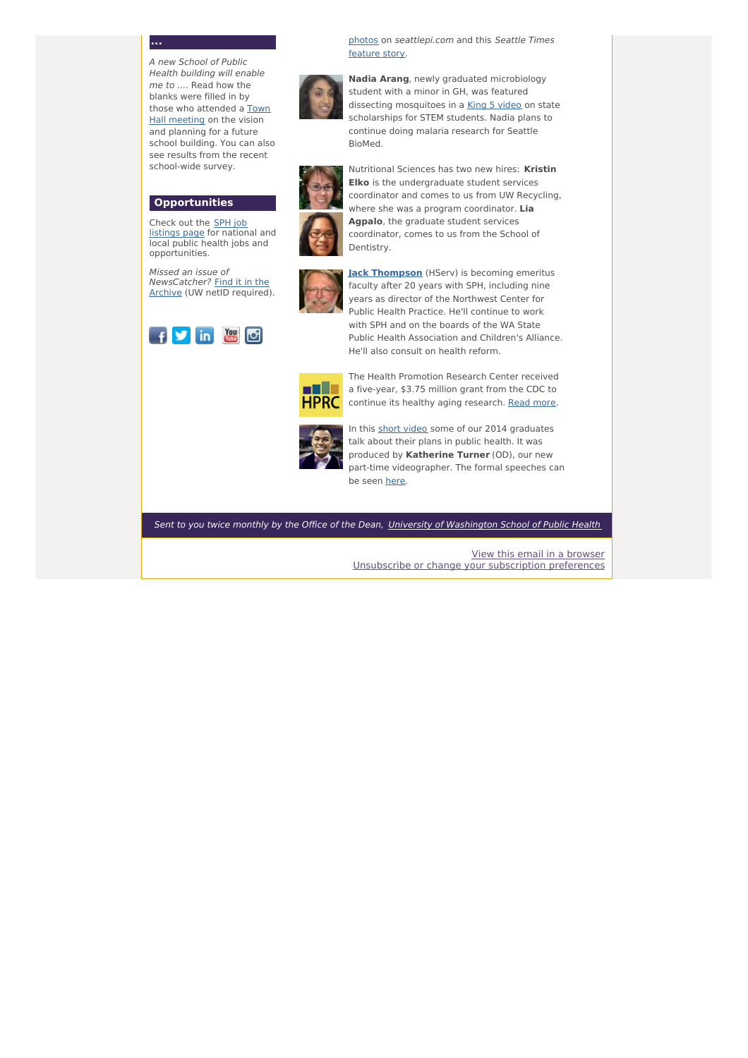**...**

*A new School of Public Health building will enable me to ....* Read how the blanks were filled in by those who attended a Town Hall meeting on the vision and planning for a future school building. You can also see results from the recent school-wide survey.

## Opportunities

Check out the SPH job listings page for national and local public health jobs and opportunities.

*Missed an issue of NewsCatcher?* Find it in the Archive (UW netID required).

photos on *seattlepi.com* and this *Seattle Times* feature story.

**Nadia Arang**, newly graduated microbiology student with a minor in GH, was featured dissecting mosquitoes in a King 5 video on state scholarships for STEM students. Nadia plans to continue doing malaria research for Seattle BioMed.

Nutritional Sciences has two new hires: **Kristin Elko** is the undergraduate student services coordinator and comes to us from UW Recycling, where she was a program coordinator. **Lia Agpalo**, the graduate student services coordinator, comes to us from the School of Dentistry.

**Jack Thompson** (HServ) is becoming emeritus faculty after 20 years with SPH, including nine years as director of the Northwest Center for Public Health Practice. He'll continue to work with SPH and on the boards of the WA State Public Health Association and Children's Alliance. He'll also consult on health reform.

The Health Promotion Research Center received a five-year, $3.75 million grant from the CDC to continue its healthy aging research. Read more.

In this short video some of our 2014 graduates talk about their plans in public health. It was produced by **Katherine Turner** (OD), our new part-time videographer. The formal speeches can be seen here.

*Sent to you twice monthly by the Office of the Dean, University of Washington School of Public Health*

View this email in a browser
Unsubscribe or change your subscription preferences